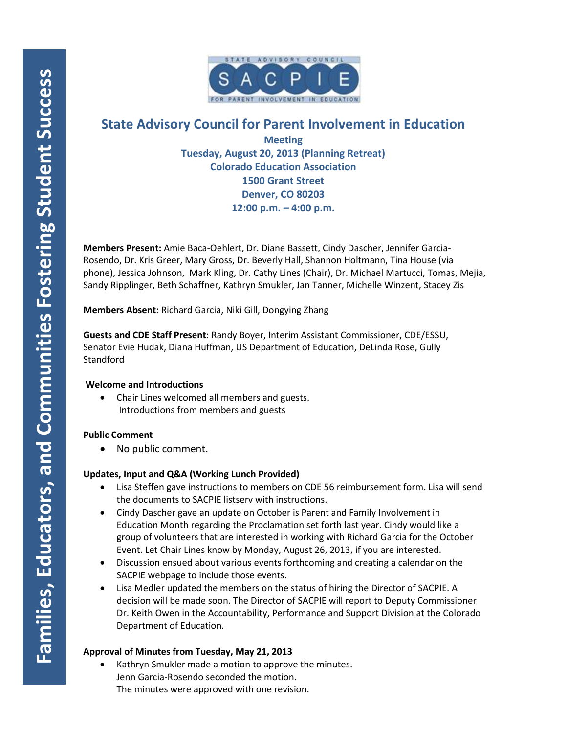# State Advisory Council for Parent Involvement in Education

**Meeting**
**Tuesday, August 20, 2013 (Planning Retreat)**
**Colorado Education Association**
**1500 Grant Street**
**Denver, CO 80203**
**12:00 p.m. – 4:00 p.m.**

**Members Present:** Amie Baca-Oehlert, Dr. Diane Bassett, Cindy Dascher, Jennifer Garcia-Rosendo, Dr. Kris Greer, Mary Gross, Dr. Beverly Hall, Shannon Holtmann, Tina House (via phone), Jessica Johnson, Mark Kling, Dr. Cathy Lines (Chair), Dr. Michael Martucci, Tomas, Mejia, Sandy Ripplinger, Beth Schaffner, Kathryn Smukler, Jan Tanner, Michelle Winzent, Stacey Zis

**Members Absent:** Richard Garcia, Niki Gill, Dongying Zhang

**Guests and CDE Staff Present**: Randy Boyer, Interim Assistant Commissioner, CDE/ESSU, Senator Evie Hudak, Diana Huffman, US Department of Education, DeLinda Rose, Gully Standford

**Welcome and Introductions**

- Chair Lines welcomed all members and guests.
  Introductions from members and guests

**Public Comment**

- No public comment.

**Updates, Input and Q&A (Working Lunch Provided)**

- Lisa Steffen gave instructions to members on CDE 56 reimbursement form. Lisa will send the documents to SACPIE listserv with instructions.
- Cindy Dascher gave an update on October is Parent and Family Involvement in Education Month regarding the Proclamation set forth last year. Cindy would like a group of volunteers that are interested in working with Richard Garcia for the October Event. Let Chair Lines know by Monday, August 26, 2013, if you are interested.
- Discussion ensued about various events forthcoming and creating a calendar on the SACPIE webpage to include those events.
- Lisa Medler updated the members on the status of hiring the Director of SACPIE. A decision will be made soon. The Director of SACPIE will report to Deputy Commissioner Dr. Keith Owen in the Accountability, Performance and Support Division at the Colorado Department of Education.

**Approval of Minutes from Tuesday, May 21, 2013**

- Kathryn Smukler made a motion to approve the minutes.
  Jenn Garcia-Rosendo seconded the motion.
  The minutes were approved with one revision.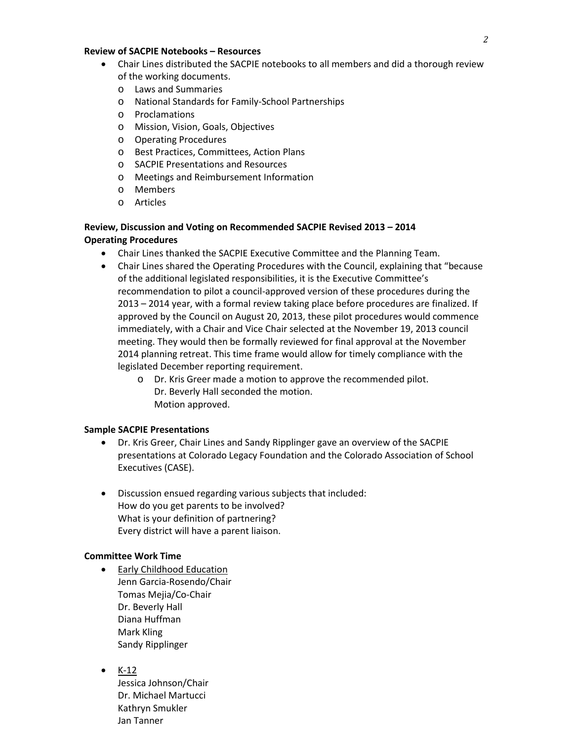**Review of SACPIE Notebooks – Resources**

- Chair Lines distributed the SACPIE notebooks to all members and did a thorough review of the working documents.
    - Laws and Summaries
    - National Standards for Family-School Partnerships
    - Proclamations
    - Mission, Vision, Goals, Objectives
    - Operating Procedures
    - Best Practices, Committees, Action Plans
    - SACPIE Presentations and Resources
    - Meetings and Reimbursement Information
    - Members
    - Articles

**Review, Discussion and Voting on Recommended SACPIE Revised 2013 – 2014 Operating Procedures**

- Chair Lines thanked the SACPIE Executive Committee and the Planning Team.
- Chair Lines shared the Operating Procedures with the Council, explaining that "because of the additional legislated responsibilities, it is the Executive Committee's recommendation to pilot a council-approved version of these procedures during the 2013 – 2014 year, with a formal review taking place before procedures are finalized. If approved by the Council on August 20, 2013, these pilot procedures would commence immediately, with a Chair and Vice Chair selected at the November 19, 2013 council meeting. They would then be formally reviewed for final approval at the November 2014 planning retreat. This time frame would allow for timely compliance with the legislated December reporting requirement.
    - Dr. Kris Greer made a motion to approve the recommended pilot.
      Dr. Beverly Hall seconded the motion.
      Motion approved.

**Sample SACPIE Presentations**

- Dr. Kris Greer, Chair Lines and Sandy Ripplinger gave an overview of the SACPIE presentations at Colorado Legacy Foundation and the Colorado Association of School Executives (CASE).

- Discussion ensued regarding various subjects that included:
  How do you get parents to be involved?
  What is your definition of partnering?
  Every district will have a parent liaison.

**Committee Work Time**

- <u>Early Childhood Education</u>
  Jenn Garcia-Rosendo/Chair
  Tomas Mejia/Co-Chair
  Dr. Beverly Hall
  Diana Huffman
  Mark Kling
  Sandy Ripplinger

- <u>K-12</u>
  Jessica Johnson/Chair
  Dr. Michael Martucci
  Kathryn Smukler
  Jan Tanner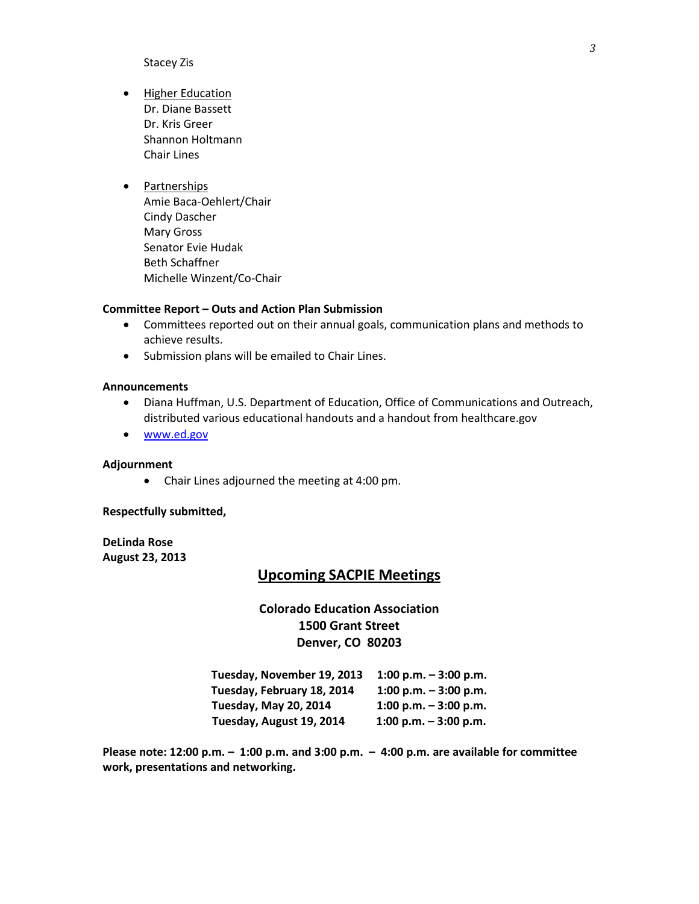Stacey Zis

- <u>Higher Education</u>
  Dr. Diane Bassett
  Dr. Kris Greer
  Shannon Holtmann
  Chair Lines

- <u>Partnerships</u>
  Amie Baca-Oehlert/Chair
  Cindy Dascher
  Mary Gross
  Senator Evie Hudak
  Beth Schaffner
  Michelle Winzent/Co-Chair

**Committee Report – Outs and Action Plan Submission**

- Committees reported out on their annual goals, communication plans and methods to achieve results.
- Submission plans will be emailed to Chair Lines.

**Announcements**

- Diana Huffman, U.S. Department of Education, Office of Communications and Outreach, distributed various educational handouts and a handout from healthcare.gov
- www.ed.gov

**Adjournment**

- Chair Lines adjourned the meeting at 4:00 pm.

**Respectfully submitted,**

**DeLinda Rose**
**August 23, 2013**

## Upcoming SACPIE Meetings

**Colorado Education Association**
**1500 Grant Street**
**Denver, CO 80203**

| | |
|---|---|
| **Tuesday, November 19, 2013** | **1:00 p.m. – 3:00 p.m.** |
| **Tuesday, February 18, 2014** | **1:00 p.m. – 3:00 p.m.** |
| **Tuesday, May 20, 2014** | **1:00 p.m. – 3:00 p.m.** |
| **Tuesday, August 19, 2014** | **1:00 p.m. – 3:00 p.m.** |

**Please note: 12:00 p.m. – 1:00 p.m. and 3:00 p.m. – 4:00 p.m. are available for committee work, presentations and networking.**